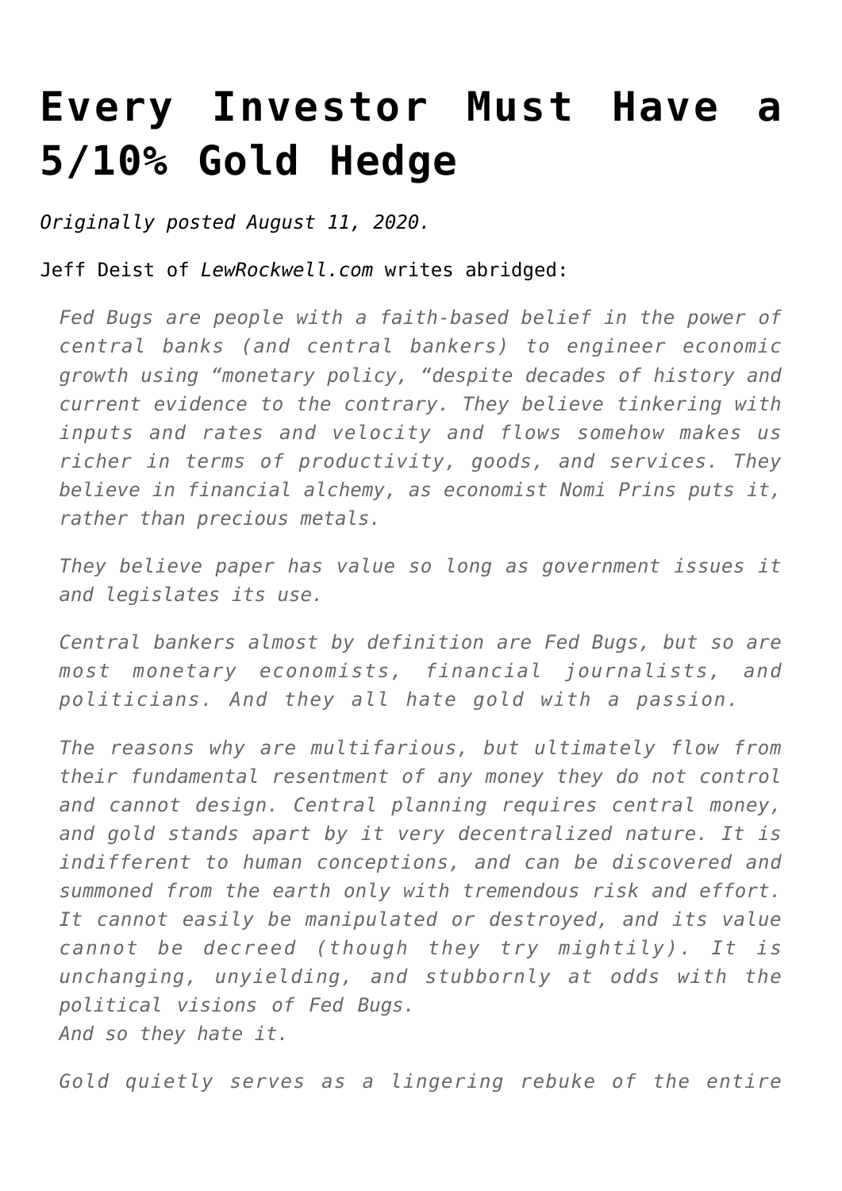# Every Investor Must Have a 5/10% Gold Hedge

*Originally posted August 11, 2020.*

Jeff Deist of *LewRockwell.com* writes abridged:

> *Fed Bugs are people with a faith-based belief in the power of central banks (and central bankers) to engineer economic growth using "monetary policy, "despite decades of history and current evidence to the contrary. They believe tinkering with inputs and rates and velocity and flows somehow makes us richer in terms of productivity, goods, and services. They believe in financial alchemy, as economist Nomi Prins puts it, rather than precious metals.*
>
> *They believe paper has value so long as government issues it and legislates its use.*
>
> *Central bankers almost by definition are Fed Bugs, but so are most monetary economists, financial journalists, and politicians. And they all hate gold with a passion.*
>
> *The reasons why are multifarious, but ultimately flow from their fundamental resentment of any money they do not control and cannot design. Central planning requires central money, and gold stands apart by it very decentralized nature. It is indifferent to human conceptions, and can be discovered and summoned from the earth only with tremendous risk and effort. It cannot easily be manipulated or destroyed, and its value cannot be decreed (though they try mightily). It is unchanging, unyielding, and stubbornly at odds with the political visions of Fed Bugs.*
> *And so they hate it.*
>
> *Gold quietly serves as a lingering rebuke of the entire*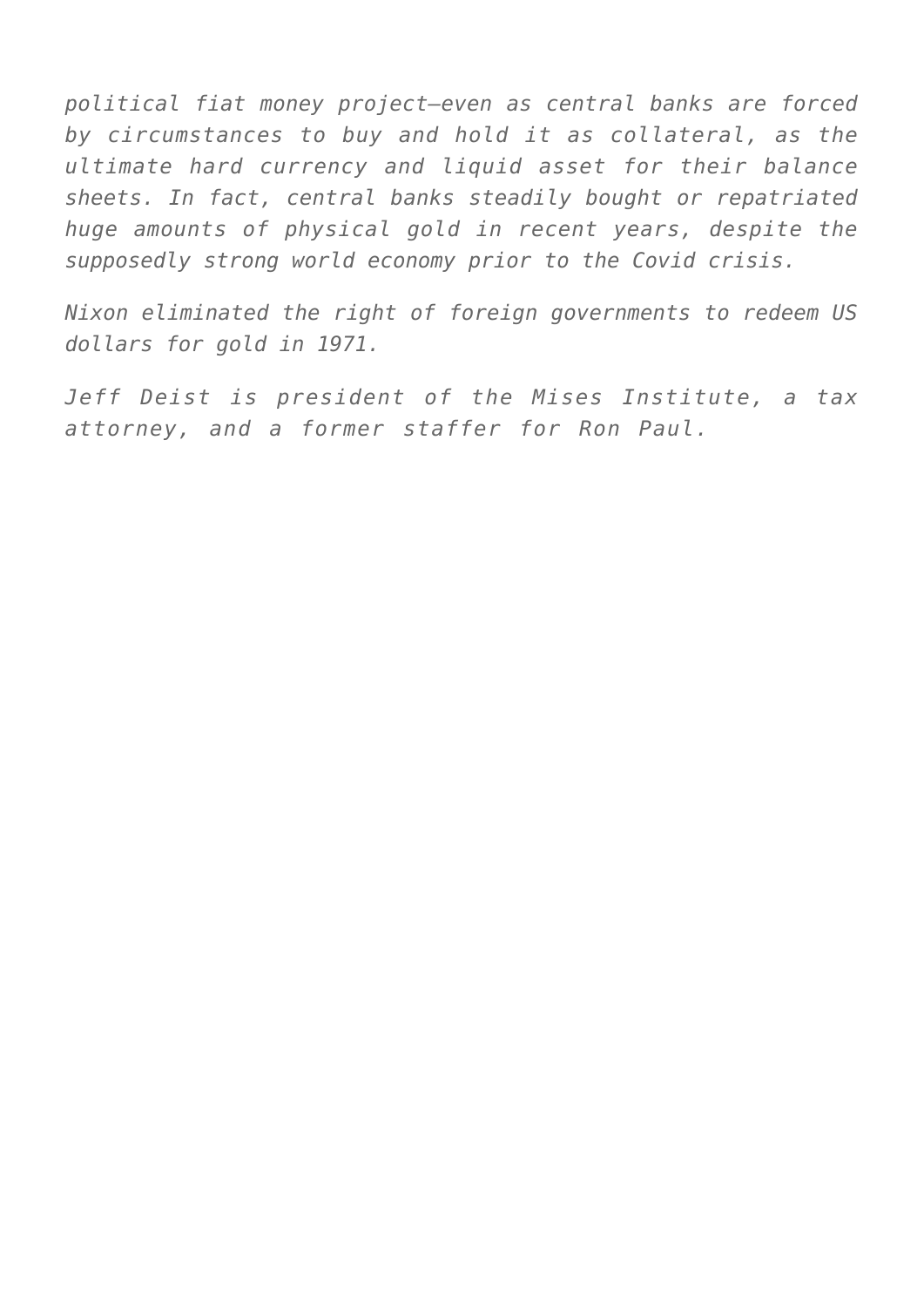*political fiat money project—even as central banks are forced by circumstances to buy and hold it as collateral, as the ultimate hard currency and liquid asset for their balance sheets. In fact, central banks steadily bought or repatriated huge amounts of physical gold in recent years, despite the supposedly strong world economy prior to the Covid crisis.*

*Nixon eliminated the right of foreign governments to redeem US dollars for gold in 1971.*

*Jeff Deist is president of the Mises Institute, a tax attorney, and a former staffer for Ron Paul.*